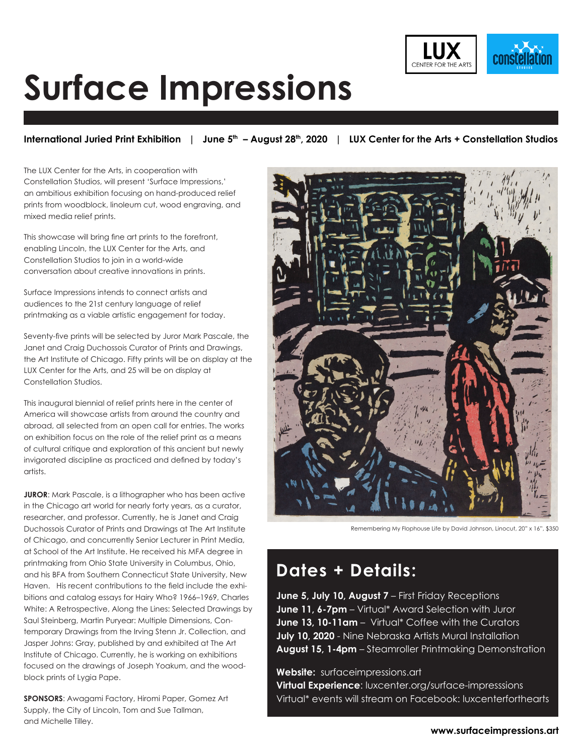# Surface Impressions

**International Juried Print Exhibition | June 5th – August 28th, 2020 | LUX Center for the Arts + Constellation Studios**

The LUX Center for the Arts, in cooperation with Constellation Studios, will present 'Surface Impressions,' an ambitious exhibition focusing on hand-produced relief prints from woodblock, linoleum cut, wood engraving, and mixed media relief prints.

This showcase will bring fine art prints to the forefront, enabling Lincoln, the LUX Center for the Arts, and Constellation Studios to join in a world-wide conversation about creative innovations in prints.

Surface Impressions intends to connect artists and audiences to the 21st century language of relief printmaking as a viable artistic engagement for today.

Seventy-five prints will be selected by Juror Mark Pascale, the Janet and Craig Duchossois Curator of Prints and Drawings, the Art Institute of Chicago. Fifty prints will be on display at the LUX Center for the Arts, and 25 will be on display at Constellation Studios.

This inaugural biennial of relief prints here in the center of America will showcase artists from around the country and abroad, all selected from an open call for entries. The works on exhibition focus on the role of the relief print as a means of cultural critique and exploration of this ancient but newly invigorated discipline as practiced and defined by today's artists.

**JUROR**: Mark Pascale, is a lithographer who has been active in the Chicago art world for nearly forty years, as a curator, researcher, and professor. Currently, he is Janet and Craig Duchossois Curator of Prints and Drawings at The Art Institute of Chicago, and concurrently Senior Lecturer in Print Media, at School of the Art Institute. He received his MFA degree in printmaking from Ohio State University in Columbus, Ohio, and his BFA from Southern Connecticut State University, New Haven. His recent contributions to the field include the exhibitions and catalog essays for Hairy Who? 1966–1969, Charles White: A Retrospective, Along the Lines: Selected Drawings by Saul Steinberg, Martin Puryear: Multiple Dimensions, Contemporary Drawings from the Irving Stenn Jr. Collection, and Jasper Johns: Gray, published by and exhibited at The Art Institute of Chicago. Currently, he is working on exhibitions focused on the drawings of Joseph Yoakum, and the woodblock prints of Lygia Pape.

**SPONSORS**: Awagami Factory, Hiromi Paper, Gomez Art Supply, the City of Lincoln, Tom and Sue Tallman, and Michelle Tilley.

Remembering My Flophouse Life by David Johnson, Linocut, 20" x 16", $350

## Dates + Details:

**June 5, July 10, August 7** – First Friday Receptions
**June 11, 6-7pm** – Virtual* Award Selection with Juror
**June 13, 10-11am** – Virtual* Coffee with the Curators
**July 10, 2020** - Nine Nebraska Artists Mural Installation
**August 15, 1-4pm** – Steamroller Printmaking Demonstration

**Website:** surfaceimpressions.art
**Virtual Experience**: luxcenter.org/surface-impresssions
Virtual* events will stream on Facebook: luxcenterforthearts

**www.surfaceimpressions.art**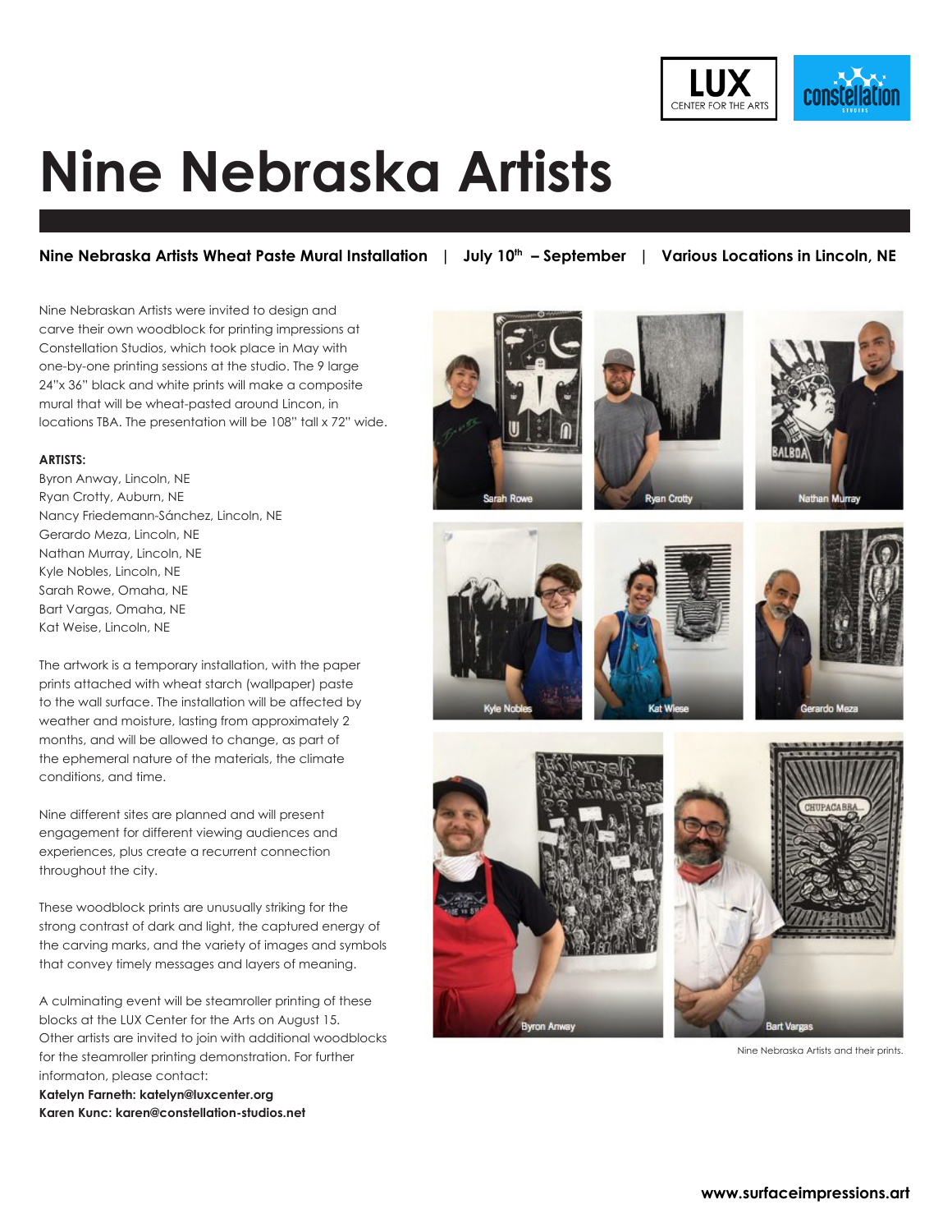# Nine Nebraska Artists

**Nine Nebraska Artists Wheat Paste Mural Installation | July 10th – September | Various Locations in Lincoln, NE**

Nine Nebraskan Artists were invited to design and carve their own woodblock for printing impressions at Constellation Studios, which took place in May with one-by-one printing sessions at the studio. The 9 large 24"x 36" black and white prints will make a composite mural that will be wheat-pasted around Lincon, in locations TBA. The presentation will be 108" tall x 72" wide.

**ARTISTS:**

Byron Anway, Lincoln, NE
Ryan Crotty, Auburn, NE
Nancy Friedemann-Sánchez, Lincoln, NE
Gerardo Meza, Lincoln, NE
Nathan Murray, Lincoln, NE
Kyle Nobles, Lincoln, NE
Sarah Rowe, Omaha, NE
Bart Vargas, Omaha, NE
Kat Weise, Lincoln, NE

The artwork is a temporary installation, with the paper prints attached with wheat starch (wallpaper) paste to the wall surface. The installation will be affected by weather and moisture, lasting from approximately 2 months, and will be allowed to change, as part of the ephemeral nature of the materials, the climate conditions, and time.

Nine different sites are planned and will present engagement for different viewing audiences and experiences, plus create a recurrent connection throughout the city.

These woodblock prints are unusually striking for the strong contrast of dark and light, the captured energy of the carving marks, and the variety of images and symbols that convey timely messages and layers of meaning.

A culminating event will be steamroller printing of these blocks at the LUX Center for the Arts on August 15. Other artists are invited to join with additional woodblocks for the steamroller printing demonstration. For further informaton, please contact:
**Katelyn Farneth: katelyn@luxcenter.org**
**Karen Kunc: karen@constellation-studios.net**

Sarah Rowe | Ryan Crotty | Nathan Murray | Kyle Nobles | Kat Wiese | Gerardo Meza | Byron Anway | Bart Vargas

Nine Nebraska Artists and their prints.

www.surfaceimpressions.art